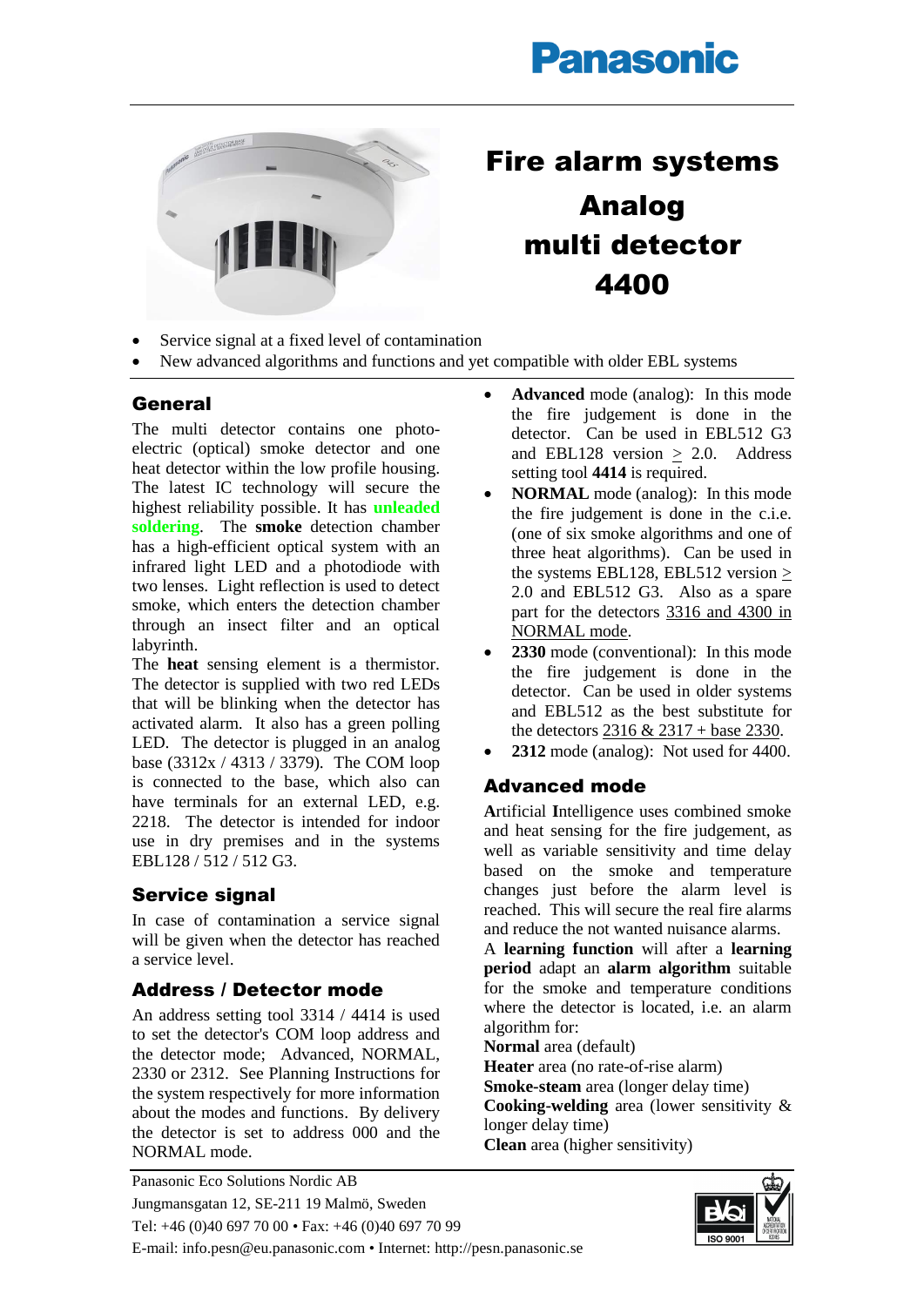# Fire alarm systems

# Analog multi detector 4400

- Service signal at a fixed level of contamination
- New advanced algorithms and functions and yet compatible with older EBL systems

## General

The multi detector contains one photo-electric (optical) smoke detector and one heat detector within the low profile housing. The latest IC technology will secure the highest reliability possible. It has **unleaded soldering**. The **smoke** detection chamber has a high-efficient optical system with an infrared light LED and a photodiode with two lenses. Light reflection is used to detect smoke, which enters the detection chamber through an insect filter and an optical labyrinth.

The **heat** sensing element is a thermistor. The detector is supplied with two red LEDs that will be blinking when the detector has activated alarm. It also has a green polling LED. The detector is plugged in an analog base (3312x / 4313 / 3379). The COM loop is connected to the base, which also can have terminals for an external LED, e.g. 2218. The detector is intended for indoor use in dry premises and in the systems EBL128 / 512 / 512 G3.

## Service signal

In case of contamination a service signal will be given when the detector has reached a service level.

## Address / Detector mode

An address setting tool 3314 / 4414 is used to set the detector's COM loop address and the detector mode; Advanced, NORMAL, 2330 or 2312. See Planning Instructions for the system respectively for more information about the modes and functions. By delivery the detector is set to address 000 and the NORMAL mode.

- **Advanced** mode (analog): In this mode the fire judgement is done in the detector. Can be used in EBL512 G3 and EBL128 version ≥ 2.0. Address setting tool **4414** is required.
- **NORMAL** mode (analog): In this mode the fire judgement is done in the c.i.e. (one of six smoke algorithms and one of three heat algorithms). Can be used in the systems EBL128, EBL512 version ≥ 2.0 and EBL512 G3. Also as a spare part for the detectors 3316 and 4300 in NORMAL mode.
- **2330** mode (conventional): In this mode the fire judgement is done in the detector. Can be used in older systems and EBL512 as the best substitute for the detectors 2316 & 2317 + base 2330.
- **2312** mode (analog): Not used for 4400.

## Advanced mode

**A**rtificial **I**ntelligence uses combined smoke and heat sensing for the fire judgement, as well as variable sensitivity and time delay based on the smoke and temperature changes just before the alarm level is reached. This will secure the real fire alarms and reduce the not wanted nuisance alarms.

A **learning function** will after a **learning period** adapt an **alarm algorithm** suitable for the smoke and temperature conditions where the detector is located, i.e. an alarm algorithm for:

**Normal** area (default)
**Heater** area (no rate-of-rise alarm)
**Smoke-steam** area (longer delay time)
**Cooking-welding** area (lower sensitivity & longer delay time)
**Clean** area (higher sensitivity)

Panasonic Eco Solutions Nordic AB
Jungmansgatan 12, SE-211 19 Malmö, Sweden
Tel: +46 (0)40 697 70 00 • Fax: +46 (0)40 697 70 99
E-mail: info.pesn@eu.panasonic.com • Internet: http://pesn.panasonic.se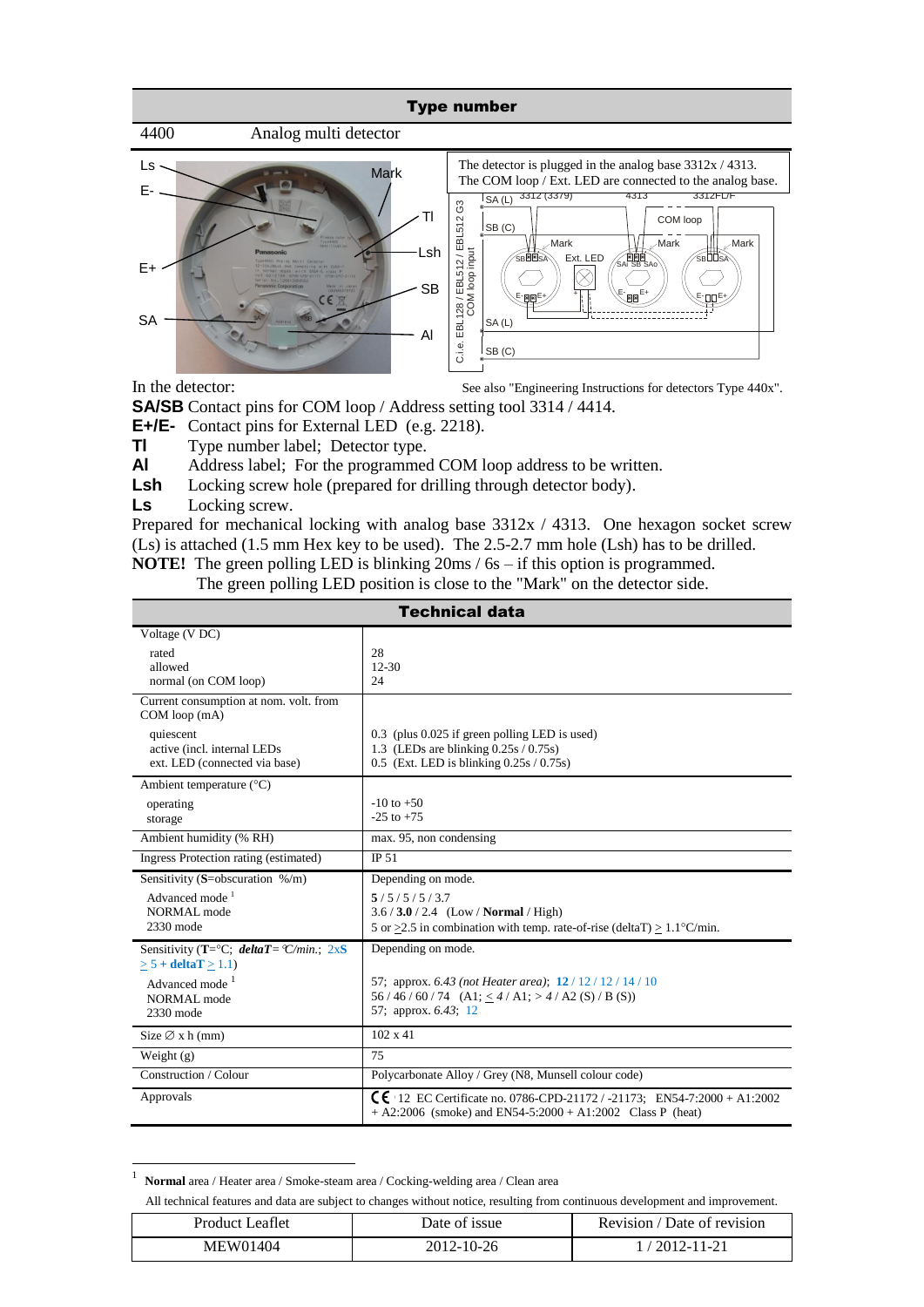## Type number

4400 Analog multi detector

Ls
E-
Mark
Tl
Lsh
E+
SB
SA
Al

The detector is plugged in the analog base 3312x / 4313. The COM loop / Ext. LED are connected to the analog base.

C.i.e. EBL128 / EBL512 / EBL512 G3
COM loop input
SA (L)
SB (C)
3312 (3379)
4313
3312FL/F
COM loop
Mark
Ext. LED
Mark
Mark
SB SA
SAi SB SAo
SB SA
E- E+
E- E+
E- E+
SA (L)
SB (C)

In the detector:

See also "Engineering Instructions for detectors Type 440x".

**SA/SB** Contact pins for COM loop / Address setting tool 3314 / 4414.
**E+/E-** Contact pins for External LED (e.g. 2218).
**Tl** Type number label; Detector type.
**Al** Address label; For the programmed COM loop address to be written.
**Lsh** Locking screw hole (prepared for drilling through detector body).
**Ls** Locking screw.

Prepared for mechanical locking with analog base 3312x / 4313. One hexagon socket screw (Ls) is attached (1.5 mm Hex key to be used). The 2.5-2.7 mm hole (Lsh) has to be drilled.

**NOTE!** The green polling LED is blinking 20ms / 6s – if this option is programmed.
The green polling LED position is close to the "Mark" on the detector side.

## Technical data

| | |
|---|---|
| Voltage (V DC)<br>rated<br>allowed<br>normal (on COM loop) | <br>28<br>12-30<br>24 |
| Current consumption at nom. volt. from COM loop (mA)<br>quiescent<br>active (incl. internal LEDs<br>ext. LED (connected via base) | <br><br>0.3 (plus 0.025 if green polling LED is used)<br>1.3 (LEDs are blinking 0.25s / 0.75s)<br>0.5 (Ext. LED is blinking 0.25s / 0.75s) |
| Ambient temperature (°C)<br>operating<br>storage | <br>-10 to +50<br>-25 to +75 |
| Ambient humidity (% RH) | max. 95, non condensing |
| Ingress Protection rating (estimated) | IP 51 |
| Sensitivity (**S**=obscuration %/m)<br>Advanced mode [1]<br>NORMAL mode<br>2330 mode | Depending on mode.<br>**5** / 5 / 5 / 5 / 3.7<br>3.6 / **3.0** / 2.4 (Low / **Normal** / High)<br>5 or ≥2.5 in combination with temp. rate-of-rise (deltaT) ≥ 1.1°C/min. |
| Sensitivity (**T**=°C; ***deltaT***=°C/min.; 2xS ≥ 5 + **deltaT** ≥ 1.1)<br>Advanced mode [1]<br>NORMAL mode<br>2330 mode | Depending on mode.<br><br>57; approx. *6.43 (not Heater area)*; **12** / 12 / 12 / 14 / 10<br>56 / 46 / 60 / 74 (A1; ≤ 4 / A1; > 4 / A2 (S) / B (S))<br>57; approx. *6.43*; 12 |
| Size ∅ x h (mm) | 102 x 41 |
| Weight (g) | 75 |
| Construction / Colour | Polycarbonate Alloy / Grey (N8, Munsell colour code) |
| Approvals | CE 12 EC Certificate no. 0786-CPD-21172 / -21173; EN54-7:2000 + A1:2002 + A2:2006 (smoke) and EN54-5:2000 + A1:2002 Class P (heat) |

[1] **Normal** area / Heater area / Smoke-steam area / Cocking-welding area / Clean area

All technical features and data are subject to changes without notice, resulting from continuous development and improvement.

| Product Leaflet | Date of issue | Revision / Date of revision |
|---|---|---|
| MEW01404 | 2012-10-26 | 1 / 2012-11-21 |